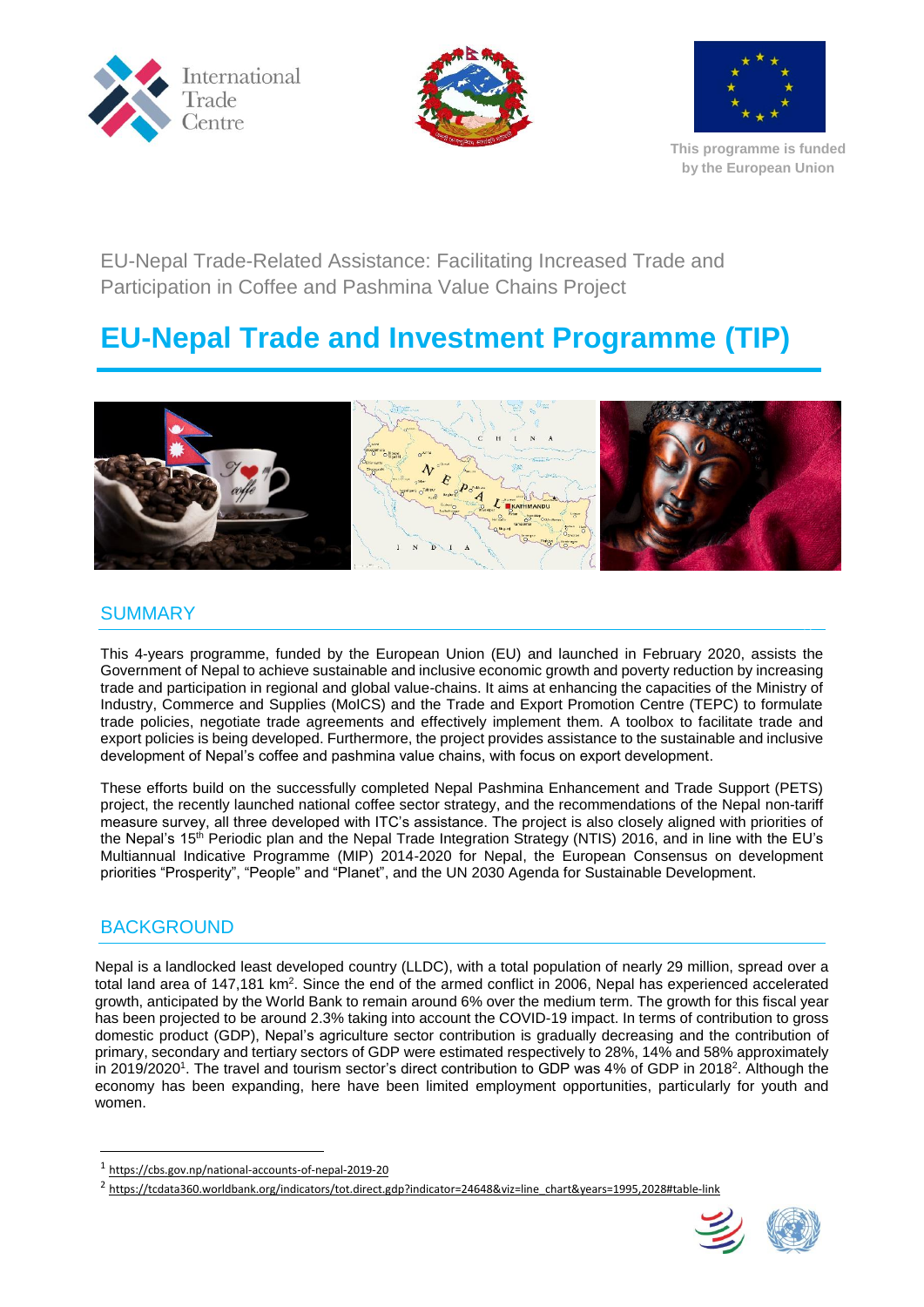International Trade Centre

This programme is funded by the European Union

EU-Nepal Trade-Related Assistance: Facilitating Increased Trade and Participation in Coffee and Pashmina Value Chains Project

# EU-Nepal Trade and Investment Programme (TIP)

## SUMMARY

This 4-years programme, funded by the European Union (EU) and launched in February 2020, assists the Government of Nepal to achieve sustainable and inclusive economic growth and poverty reduction by increasing trade and participation in regional and global value-chains. It aims at enhancing the capacities of the Ministry of Industry, Commerce and Supplies (MoICS) and the Trade and Export Promotion Centre (TEPC) to formulate trade policies, negotiate trade agreements and effectively implement them. A toolbox to facilitate trade and export policies is being developed. Furthermore, the project provides assistance to the sustainable and inclusive development of Nepal's coffee and pashmina value chains, with focus on export development.

These efforts build on the successfully completed Nepal Pashmina Enhancement and Trade Support (PETS) project, the recently launched national coffee sector strategy, and the recommendations of the Nepal non-tariff measure survey, all three developed with ITC's assistance. The project is also closely aligned with priorities of the Nepal's 15th Periodic plan and the Nepal Trade Integration Strategy (NTIS) 2016, and in line with the EU's Multiannual Indicative Programme (MIP) 2014-2020 for Nepal, the European Consensus on development priorities "Prosperity", "People" and "Planet", and the UN 2030 Agenda for Sustainable Development.

## BACKGROUND

Nepal is a landlocked least developed country (LLDC), with a total population of nearly 29 million, spread over a total land area of 147,181 km$^2$. Since the end of the armed conflict in 2006, Nepal has experienced accelerated growth, anticipated by the World Bank to remain around 6% over the medium term. The growth for this fiscal year has been projected to be around 2.3% taking into account the COVID-19 impact. In terms of contribution to gross domestic product (GDP), Nepal's agriculture sector contribution is gradually decreasing and the contribution of primary, secondary and tertiary sectors of GDP were estimated respectively to 28%, 14% and 58% approximately in 2019/2020[1]. The travel and tourism sector's direct contribution to GDP was 4% of GDP in 2018[2]. Although the economy has been expanding, here have been limited employment opportunities, particularly for youth and women.

---

[1] https://cbs.gov.np/national-accounts-of-nepal-2019-20

[2] https://tcdata360.worldbank.org/indicators/tot.direct.gdp?indicator=24648&viz=line_chart&years=1995,2028#table-link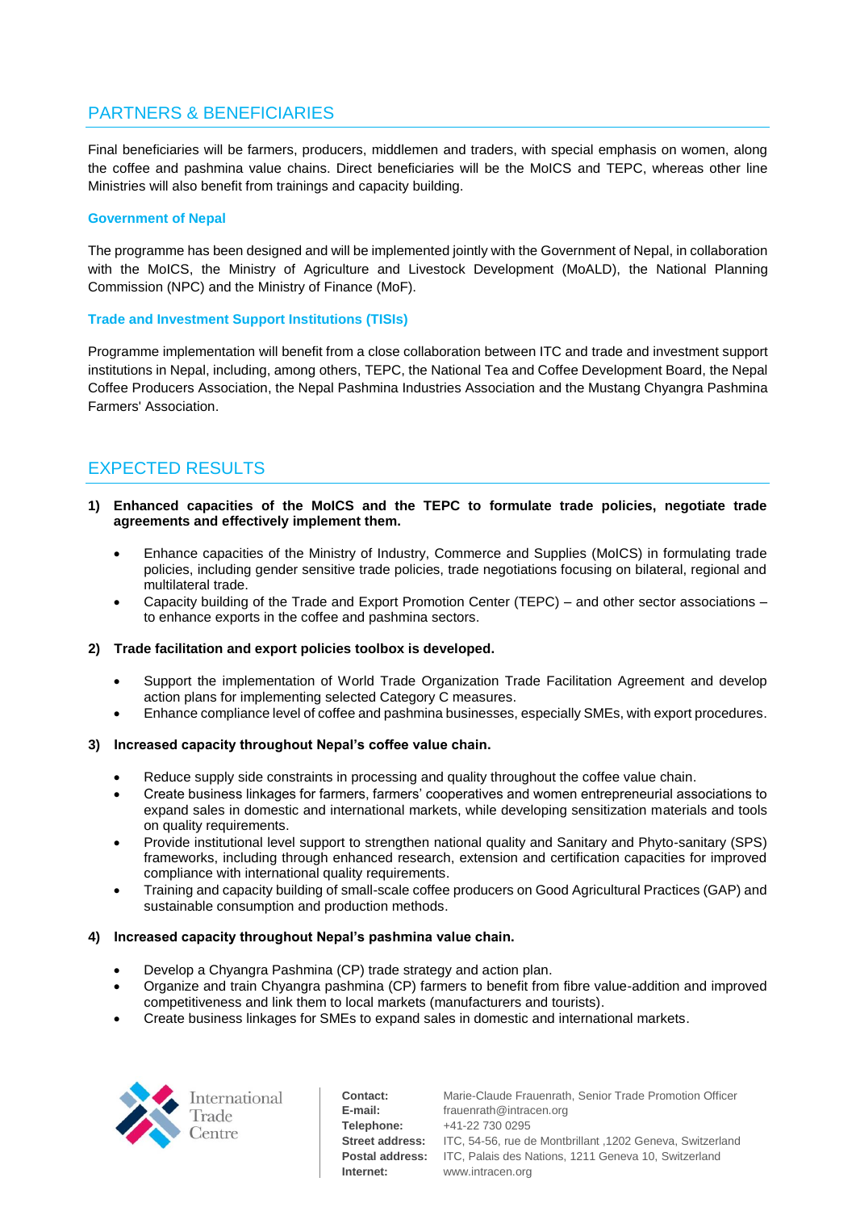## PARTNERS & BENEFICIARIES

Final beneficiaries will be farmers, producers, middlemen and traders, with special emphasis on women, along the coffee and pashmina value chains. Direct beneficiaries will be the MoICS and TEPC, whereas other line Ministries will also benefit from trainings and capacity building.

### Government of Nepal

The programme has been designed and will be implemented jointly with the Government of Nepal, in collaboration with the MoICS, the Ministry of Agriculture and Livestock Development (MoALD), the National Planning Commission (NPC) and the Ministry of Finance (MoF).

### Trade and Investment Support Institutions (TISIs)

Programme implementation will benefit from a close collaboration between ITC and trade and investment support institutions in Nepal, including, among others, TEPC, the National Tea and Coffee Development Board, the Nepal Coffee Producers Association, the Nepal Pashmina Industries Association and the Mustang Chyangra Pashmina Farmers' Association.

## EXPECTED RESULTS

**1) Enhanced capacities of the MoICS and the TEPC to formulate trade policies, negotiate trade agreements and effectively implement them.**

- Enhance capacities of the Ministry of Industry, Commerce and Supplies (MoICS) in formulating trade policies, including gender sensitive trade policies, trade negotiations focusing on bilateral, regional and multilateral trade.
- Capacity building of the Trade and Export Promotion Center (TEPC) – and other sector associations – to enhance exports in the coffee and pashmina sectors.

**2) Trade facilitation and export policies toolbox is developed.**

- Support the implementation of World Trade Organization Trade Facilitation Agreement and develop action plans for implementing selected Category C measures.
- Enhance compliance level of coffee and pashmina businesses, especially SMEs, with export procedures.

**3) Increased capacity throughout Nepal's coffee value chain.**

- Reduce supply side constraints in processing and quality throughout the coffee value chain.
- Create business linkages for farmers, farmers' cooperatives and women entrepreneurial associations to expand sales in domestic and international markets, while developing sensitization materials and tools on quality requirements.
- Provide institutional level support to strengthen national quality and Sanitary and Phyto-sanitary (SPS) frameworks, including through enhanced research, extension and certification capacities for improved compliance with international quality requirements.
- Training and capacity building of small-scale coffee producers on Good Agricultural Practices (GAP) and sustainable consumption and production methods.

**4) Increased capacity throughout Nepal's pashmina value chain.**

- Develop a Chyangra Pashmina (CP) trade strategy and action plan.
- Organize and train Chyangra pashmina (CP) farmers to benefit from fibre value-addition and improved competitiveness and link them to local markets (manufacturers and tourists).
- Create business linkages for SMEs to expand sales in domestic and international markets.

International Trade Centre

**Contact:** Marie-Claude Frauenrath, Senior Trade Promotion Officer
**E-mail:** frauenrath@intracen.org
**Telephone:** +41-22 730 0295
**Street address:** ITC, 54-56, rue de Montbrillant ,1202 Geneva, Switzerland
**Postal address:** ITC, Palais des Nations, 1211 Geneva 10, Switzerland
**Internet:** www.intracen.org